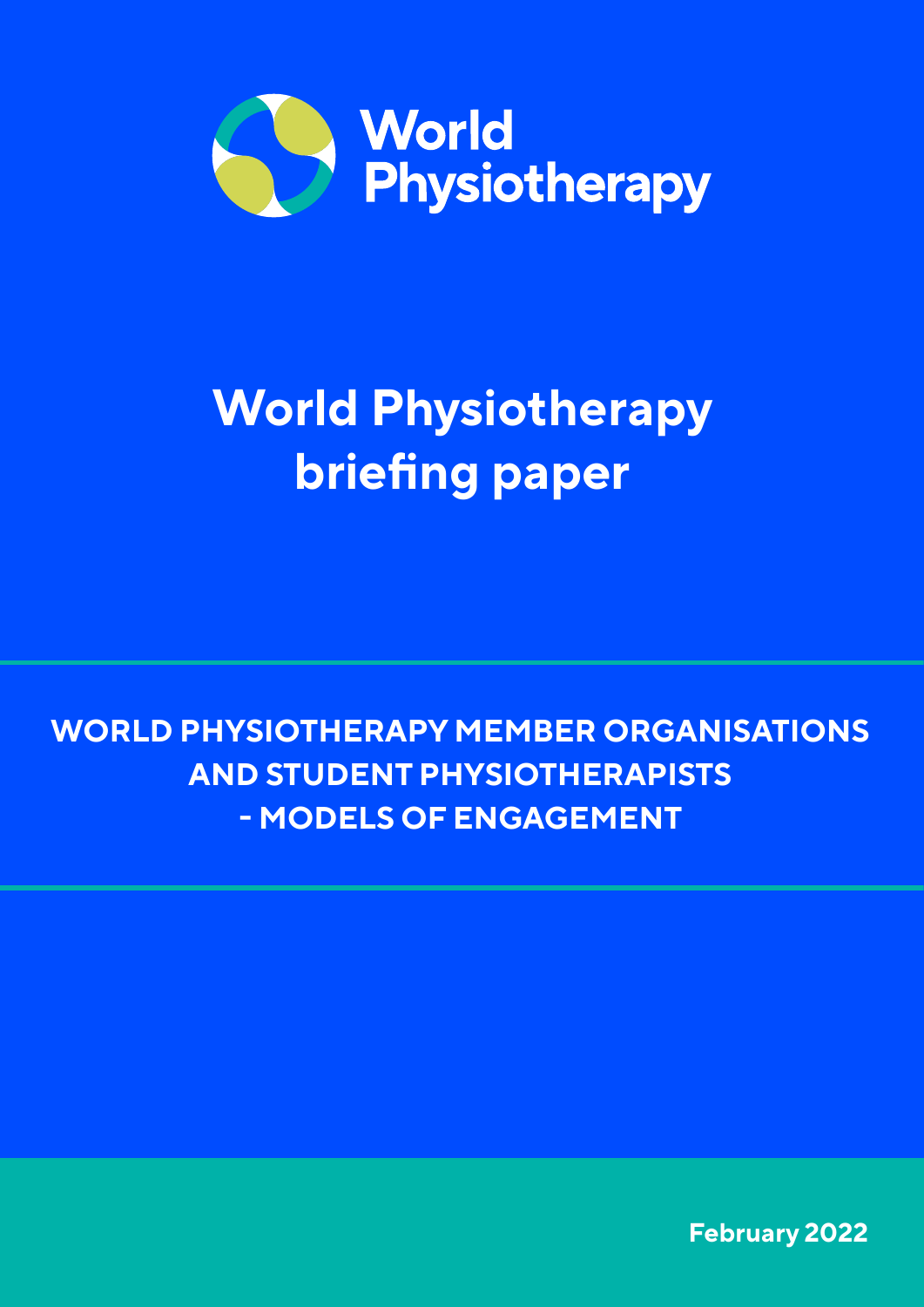World Physiotherapy

# World Physiotherapy briefing paper

## WORLD PHYSIOTHERAPY MEMBER ORGANISATIONS AND STUDENT PHYSIOTHERAPISTS - MODELS OF ENGAGEMENT

February 2022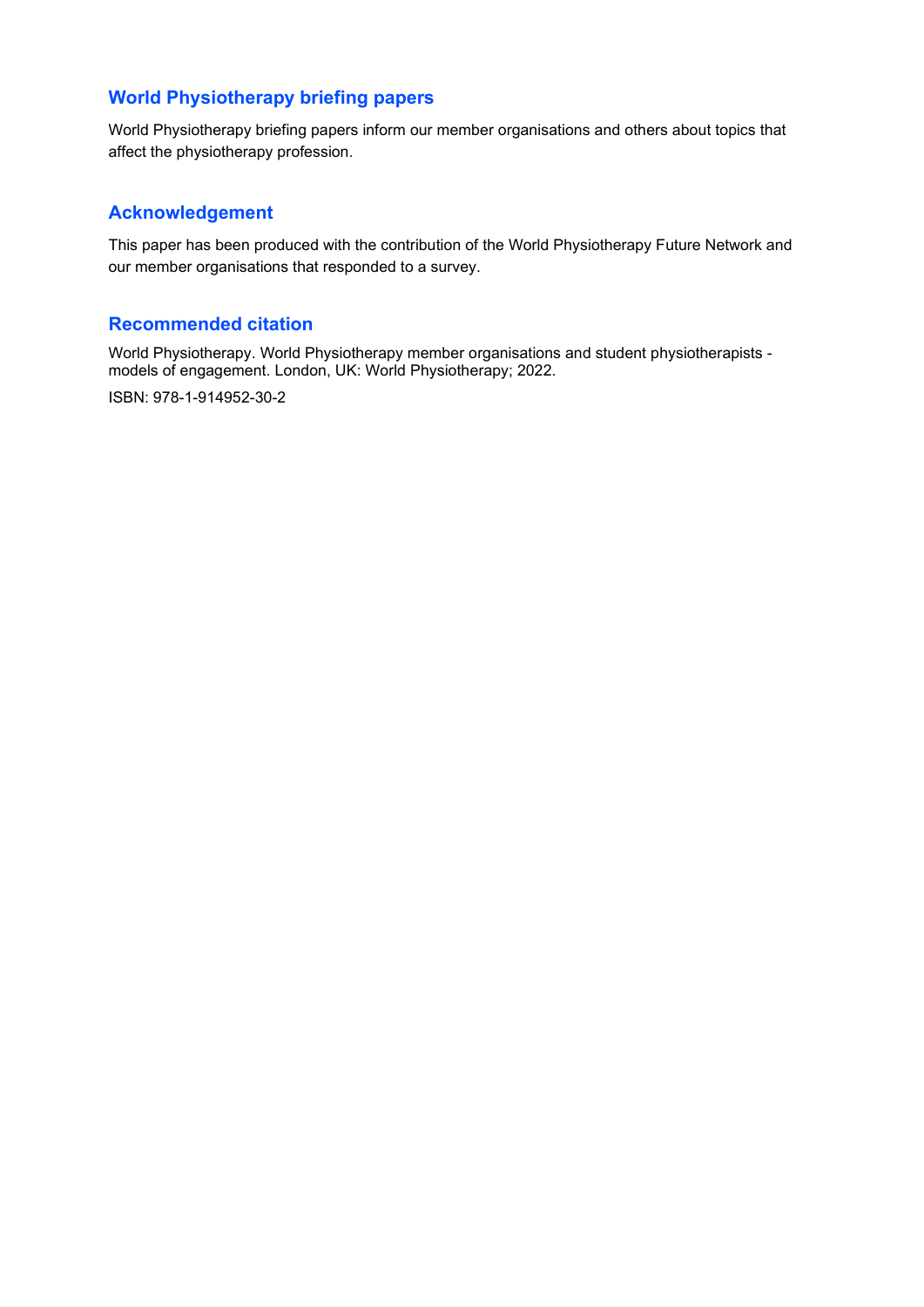## World Physiotherapy briefing papers

World Physiotherapy briefing papers inform our member organisations and others about topics that affect the physiotherapy profession.

## Acknowledgement

This paper has been produced with the contribution of the World Physiotherapy Future Network and our member organisations that responded to a survey.

## Recommended citation

World Physiotherapy. World Physiotherapy member organisations and student physiotherapists - models of engagement. London, UK: World Physiotherapy; 2022.

ISBN: 978-1-914952-30-2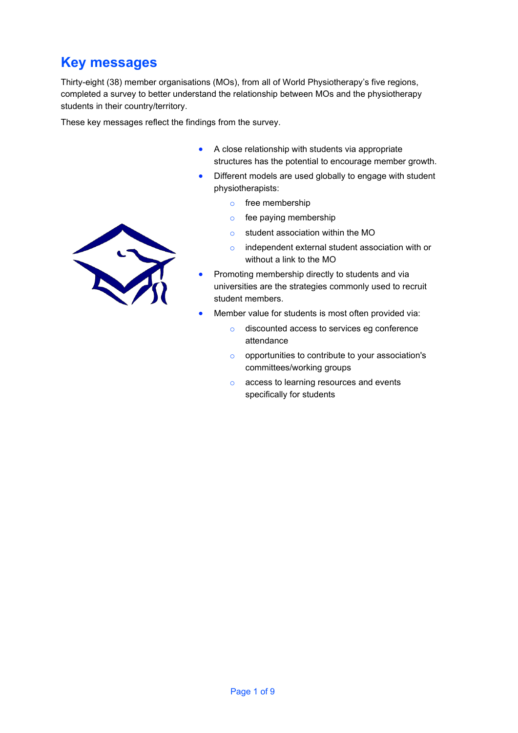# Key messages

Thirty-eight (38) member organisations (MOs), from all of World Physiotherapy's five regions, completed a survey to better understand the relationship between MOs and the physiotherapy students in their country/territory.

These key messages reflect the findings from the survey.

- A close relationship with students via appropriate structures has the potential to encourage member growth.
- Different models are used globally to engage with student physiotherapists:
  - free membership
  - fee paying membership
  - student association within the MO
  - independent external student association with or without a link to the MO
- Promoting membership directly to students and via universities are the strategies commonly used to recruit student members.
- Member value for students is most often provided via:
  - discounted access to services eg conference attendance
  - opportunities to contribute to your association's committees/working groups
  - access to learning resources and events specifically for students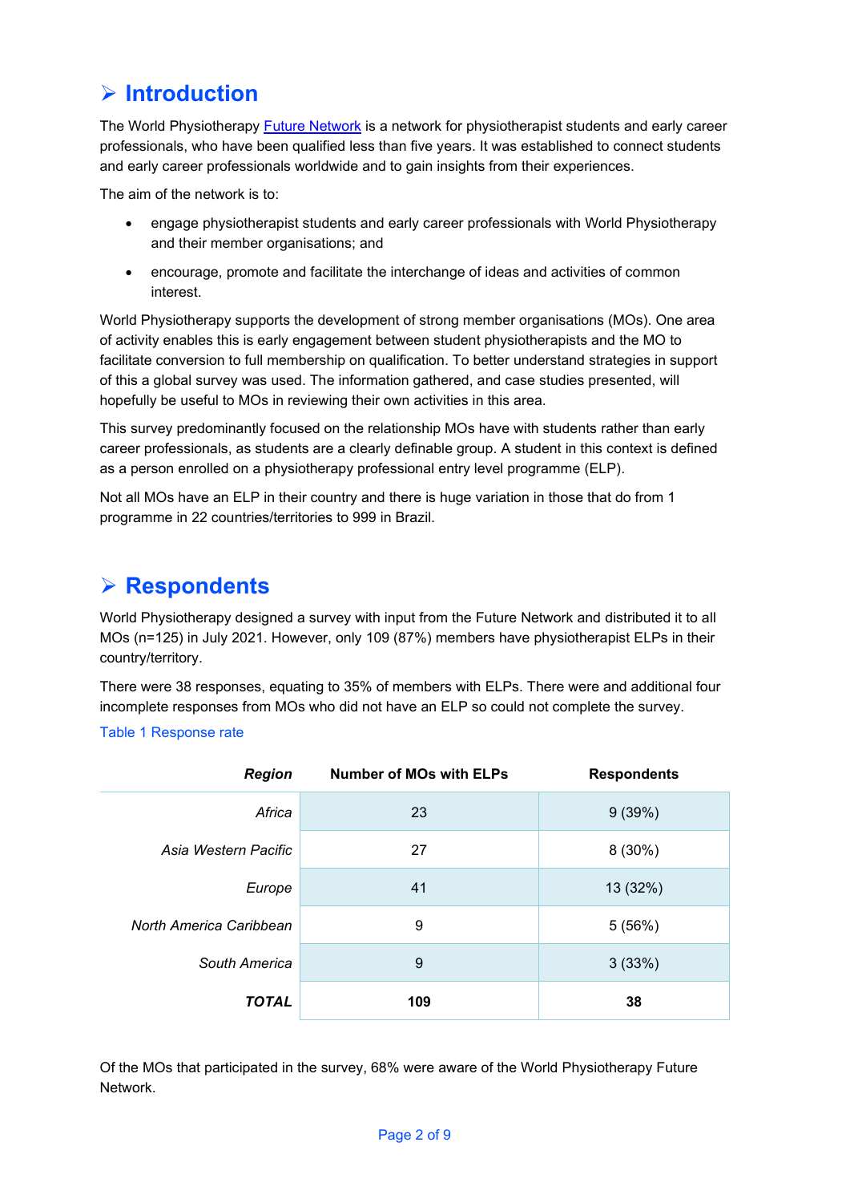## Introduction

The World Physiotherapy Future Network is a network for physiotherapist students and early career professionals, who have been qualified less than five years. It was established to connect students and early career professionals worldwide and to gain insights from their experiences.

The aim of the network is to:

- engage physiotherapist students and early career professionals with World Physiotherapy and their member organisations; and
- encourage, promote and facilitate the interchange of ideas and activities of common interest.

World Physiotherapy supports the development of strong member organisations (MOs). One area of activity enables this is early engagement between student physiotherapists and the MO to facilitate conversion to full membership on qualification. To better understand strategies in support of this a global survey was used. The information gathered, and case studies presented, will hopefully be useful to MOs in reviewing their own activities in this area.

This survey predominantly focused on the relationship MOs have with students rather than early career professionals, as students are a clearly definable group. A student in this context is defined as a person enrolled on a physiotherapy professional entry level programme (ELP).

Not all MOs have an ELP in their country and there is huge variation in those that do from 1 programme in 22 countries/territories to 999 in Brazil.

## Respondents

World Physiotherapy designed a survey with input from the Future Network and distributed it to all MOs (n=125) in July 2021. However, only 109 (87%) members have physiotherapist ELPs in their country/territory.

There were 38 responses, equating to 35% of members with ELPs. There were and additional four incomplete responses from MOs who did not have an ELP so could not complete the survey.

Table 1 Response rate

| *Region* | Number of MOs with ELPs | Respondents |
|---|---|---|
| *Africa* | 23 | 9 (39%) |
| *Asia Western Pacific* | 27 | 8 (30%) |
| *Europe* | 41 | 13 (32%) |
| *North America Caribbean* | 9 | 5 (56%) |
| *South America* | 9 | 3 (33%) |
| ***TOTAL*** | **109** | **38** |

Of the MOs that participated in the survey, 68% were aware of the World Physiotherapy Future Network.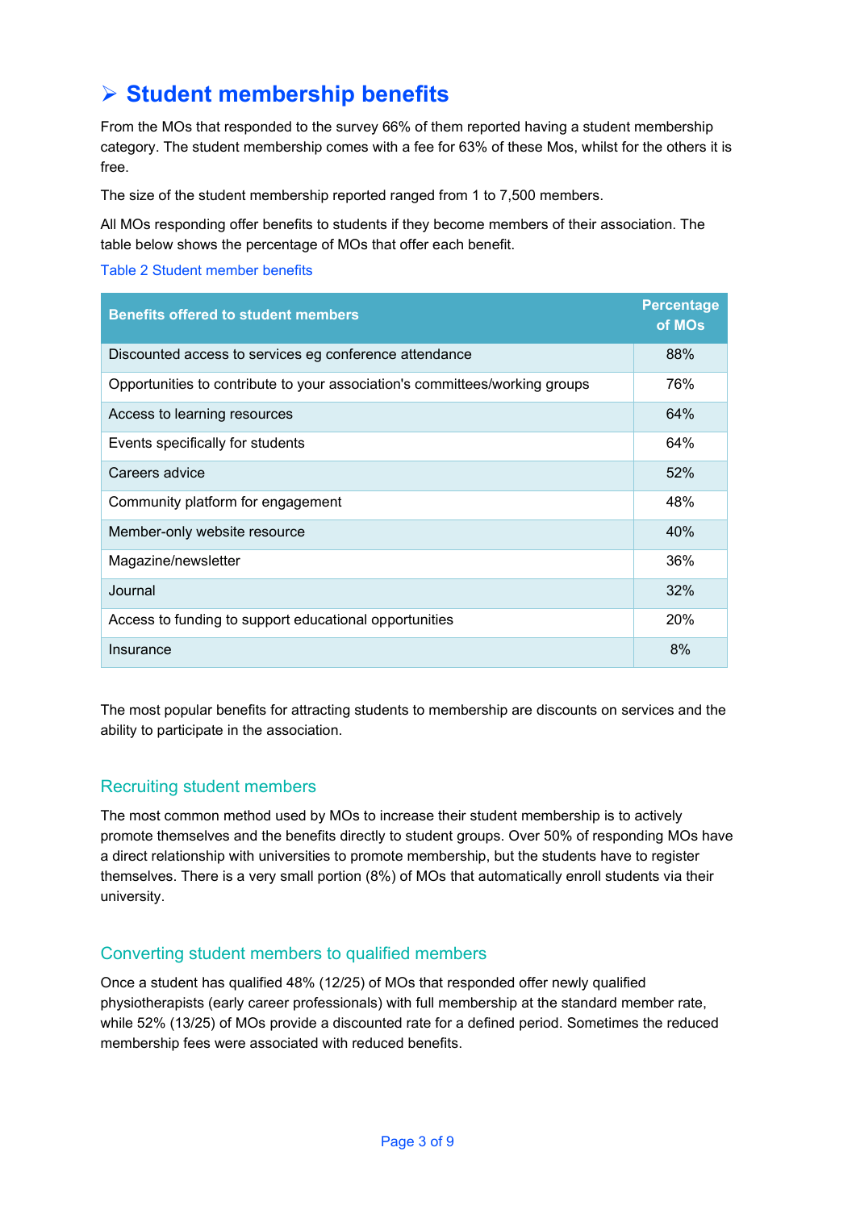## ➢ Student membership benefits

From the MOs that responded to the survey 66% of them reported having a student membership category. The student membership comes with a fee for 63% of these Mos, whilst for the others it is free.

The size of the student membership reported ranged from 1 to 7,500 members.

All MOs responding offer benefits to students if they become members of their association. The table below shows the percentage of MOs that offer each benefit.

Table 2 Student member benefits

| Benefits offered to student members | Percentage of MOs |
|---|---|
| Discounted access to services eg conference attendance | 88% |
| Opportunities to contribute to your association's committees/working groups | 76% |
| Access to learning resources | 64% |
| Events specifically for students | 64% |
| Careers advice | 52% |
| Community platform for engagement | 48% |
| Member-only website resource | 40% |
| Magazine/newsletter | 36% |
| Journal | 32% |
| Access to funding to support educational opportunities | 20% |
| Insurance | 8% |

The most popular benefits for attracting students to membership are discounts on services and the ability to participate in the association.

### Recruiting student members

The most common method used by MOs to increase their student membership is to actively promote themselves and the benefits directly to student groups. Over 50% of responding MOs have a direct relationship with universities to promote membership, but the students have to register themselves. There is a very small portion (8%) of MOs that automatically enroll students via their university.

### Converting student members to qualified members

Once a student has qualified 48% (12/25) of MOs that responded offer newly qualified physiotherapists (early career professionals) with full membership at the standard member rate, while 52% (13/25) of MOs provide a discounted rate for a defined period. Sometimes the reduced membership fees were associated with reduced benefits.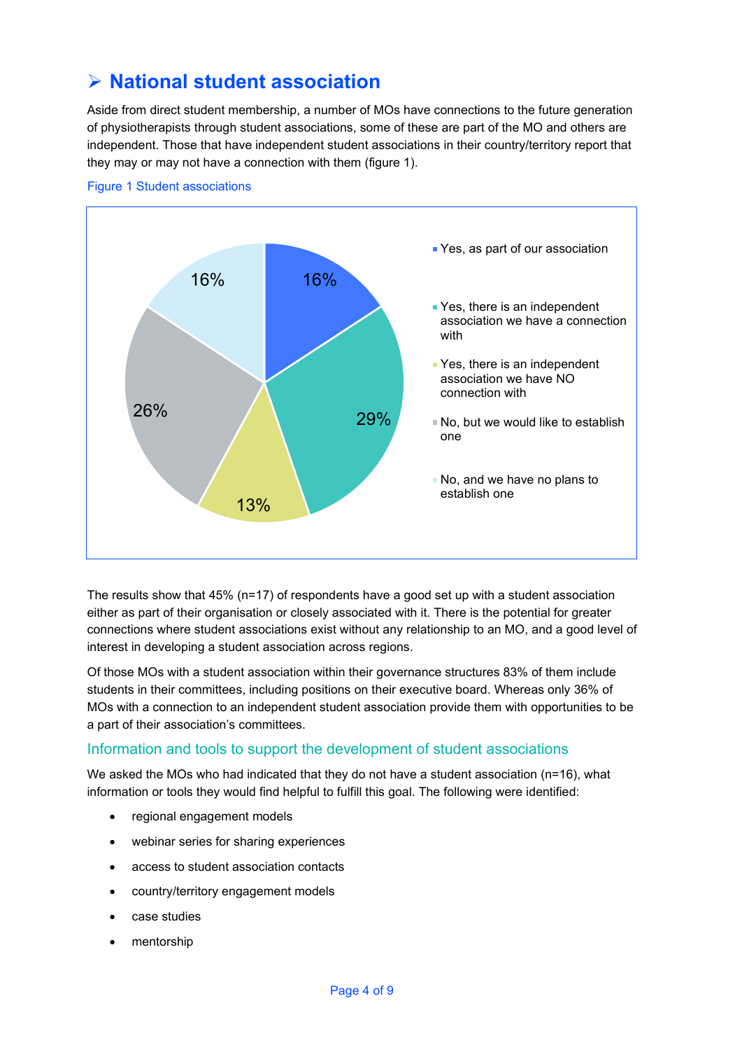## ➢ National student association

Aside from direct student membership, a number of MOs have connections to the future generation of physiotherapists through student associations, some of these are part of the MO and others are independent. Those that have independent student associations in their country/territory report that they may or may not have a connection with them (figure 1).

Figure 1 Student associations

| Response | Percentage |
| --- | --- |
| Yes, as part of our association | 16% |
| Yes, there is an independent association we have a connection with | 29% |
| Yes, there is an independent association we have NO connection with | 13% |
| No, but we would like to establish one | 26% |
| No, and we have no plans to establish one | 16% |

The results show that 45% (n=17) of respondents have a good set up with a student association either as part of their organisation or closely associated with it. There is the potential for greater connections where student associations exist without any relationship to an MO, and a good level of interest in developing a student association across regions.

Of those MOs with a student association within their governance structures 83% of them include students in their committees, including positions on their executive board. Whereas only 36% of MOs with a connection to an independent student association provide them with opportunities to be a part of their association's committees.

### Information and tools to support the development of student associations

We asked the MOs who had indicated that they do not have a student association (n=16), what information or tools they would find helpful to fulfill this goal. The following were identified:

- regional engagement models
- webinar series for sharing experiences
- access to student association contacts
- country/territory engagement models
- case studies
- mentorship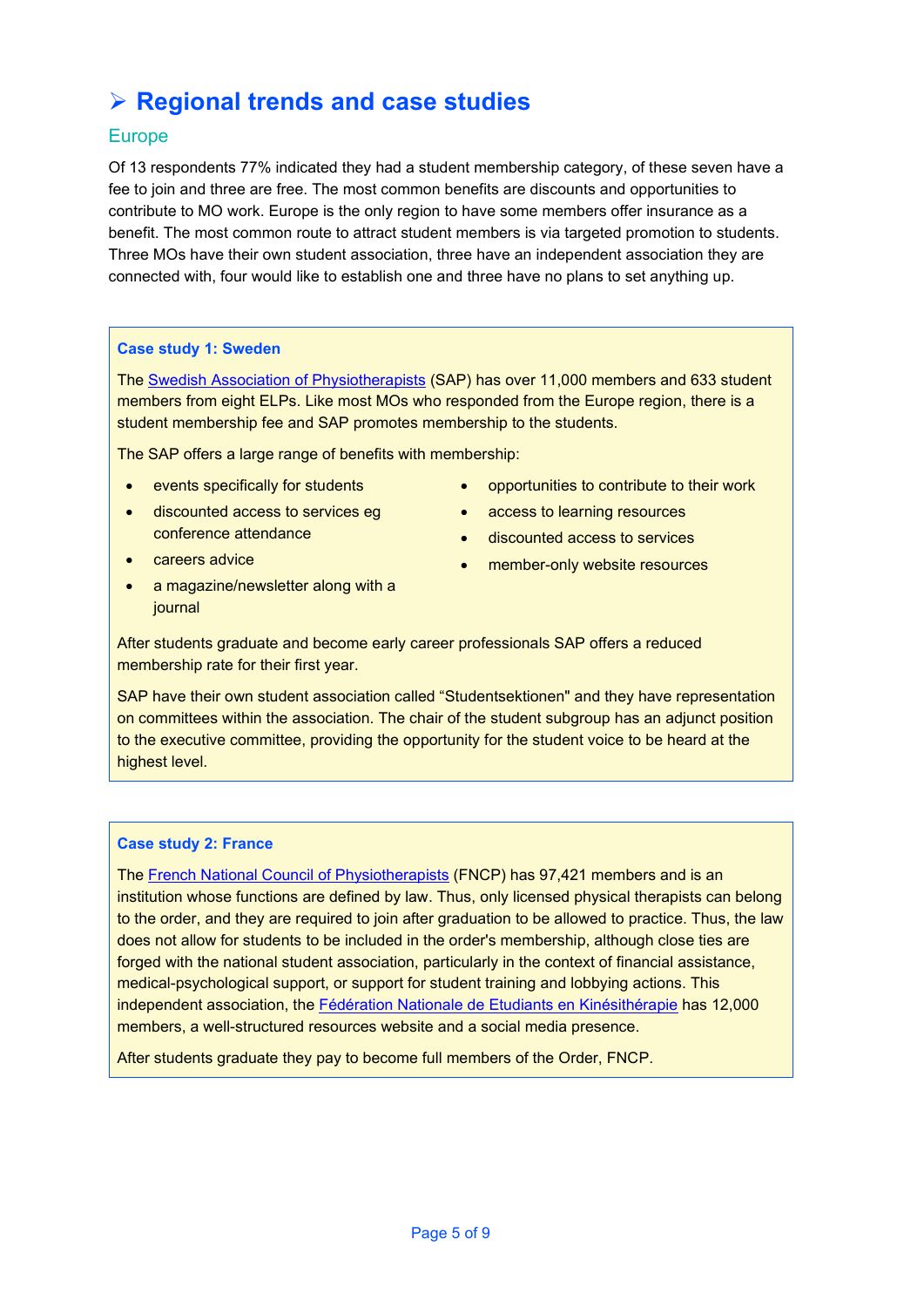# ➢ Regional trends and case studies

## Europe

Of 13 respondents 77% indicated they had a student membership category, of these seven have a fee to join and three are free. The most common benefits are discounts and opportunities to contribute to MO work. Europe is the only region to have some members offer insurance as a benefit. The most common route to attract student members is via targeted promotion to students. Three MOs have their own student association, three have an independent association they are connected with, four would like to establish one and three have no plans to set anything up.

### Case study 1: Sweden

The Swedish Association of Physiotherapists (SAP) has over 11,000 members and 633 student members from eight ELPs. Like most MOs who responded from the Europe region, there is a student membership fee and SAP promotes membership to the students.

The SAP offers a large range of benefits with membership:

- events specifically for students
- discounted access to services eg conference attendance
- careers advice
- a magazine/newsletter along with a journal
- opportunities to contribute to their work
- access to learning resources
- discounted access to services
- member-only website resources

After students graduate and become early career professionals SAP offers a reduced membership rate for their first year.

SAP have their own student association called “Studentsektionen" and they have representation on committees within the association. The chair of the student subgroup has an adjunct position to the executive committee, providing the opportunity for the student voice to be heard at the highest level.

### Case study 2: France

The French National Council of Physiotherapists (FNCP) has 97,421 members and is an institution whose functions are defined by law. Thus, only licensed physical therapists can belong to the order, and they are required to join after graduation to be allowed to practice. Thus, the law does not allow for students to be included in the order's membership, although close ties are forged with the national student association, particularly in the context of financial assistance, medical-psychological support, or support for student training and lobbying actions. This independent association, the Fédération Nationale de Etudiants en Kinésithérapie has 12,000 members, a well-structured resources website and a social media presence.

After students graduate they pay to become full members of the Order, FNCP.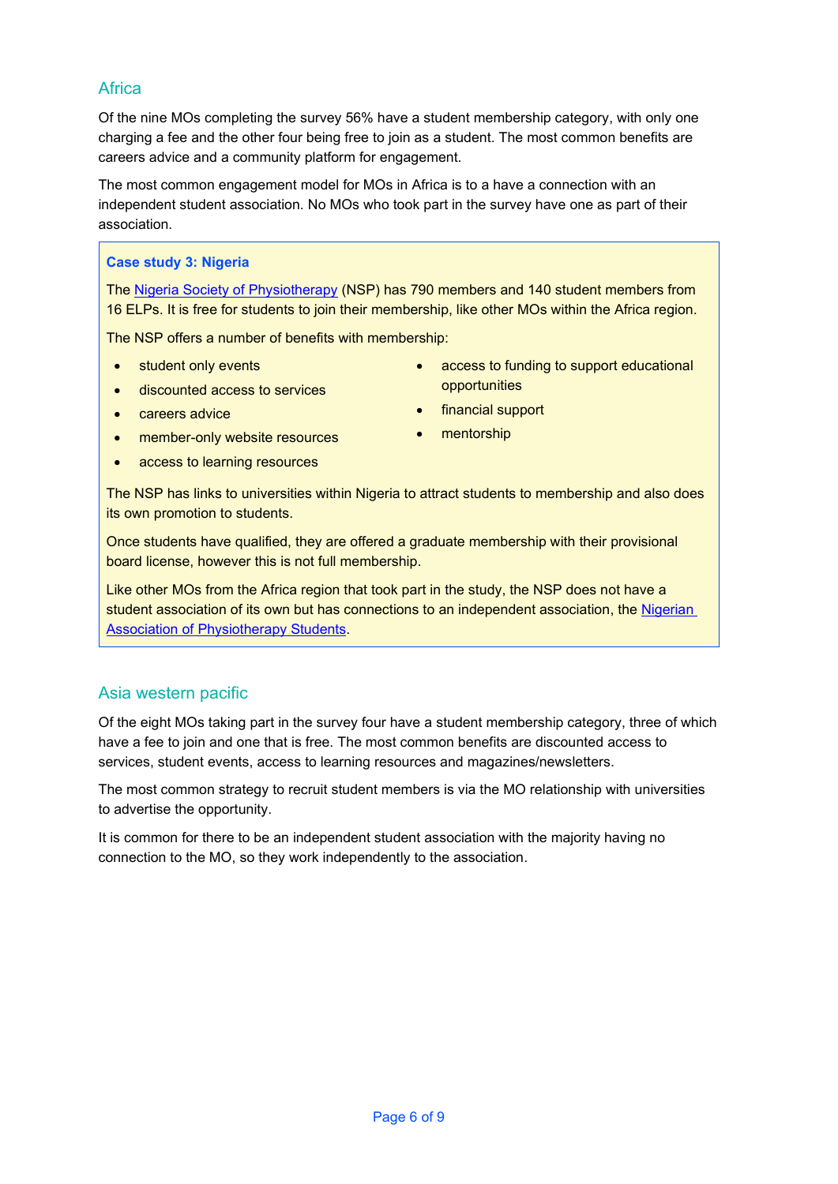## Africa

Of the nine MOs completing the survey 56% have a student membership category, with only one charging a fee and the other four being free to join as a student. The most common benefits are careers advice and a community platform for engagement.

The most common engagement model for MOs in Africa is to a have a connection with an independent student association. No MOs who took part in the survey have one as part of their association.

> **Case study 3: Nigeria**
>
> The Nigeria Society of Physiotherapy (NSP) has 790 members and 140 student members from 16 ELPs. It is free for students to join their membership, like other MOs within the Africa region.
>
> The NSP offers a number of benefits with membership:
>
> - student only events
> - discounted access to services
> - careers advice
> - member-only website resources
> - access to learning resources
> - access to funding to support educational opportunities
> - financial support
> - mentorship
>
> The NSP has links to universities within Nigeria to attract students to membership and also does its own promotion to students.
>
> Once students have qualified, they are offered a graduate membership with their provisional board license, however this is not full membership.
>
> Like other MOs from the Africa region that took part in the study, the NSP does not have a student association of its own but has connections to an independent association, the Nigerian Association of Physiotherapy Students.

## Asia western pacific

Of the eight MOs taking part in the survey four have a student membership category, three of which have a fee to join and one that is free. The most common benefits are discounted access to services, student events, access to learning resources and magazines/newsletters.

The most common strategy to recruit student members is via the MO relationship with universities to advertise the opportunity.

It is common for there to be an independent student association with the majority having no connection to the MO, so they work independently to the association.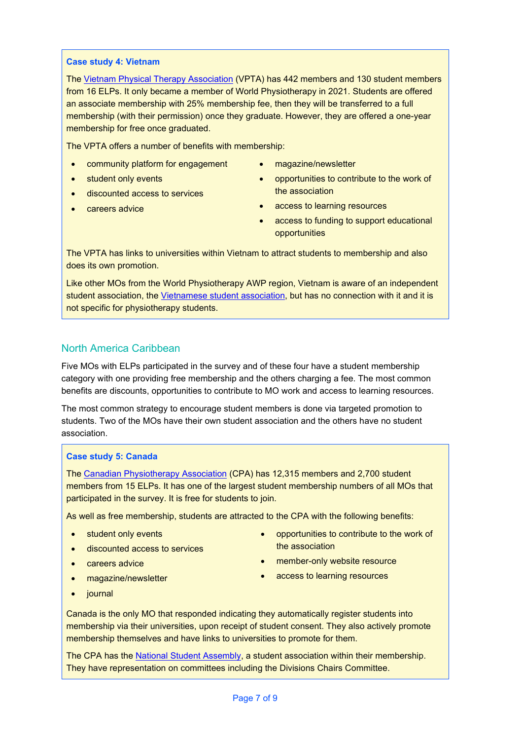### Case study 4: Vietnam

The Vietnam Physical Therapy Association (VPTA) has 442 members and 130 student members from 16 ELPs. It only became a member of World Physiotherapy in 2021. Students are offered an associate membership with 25% membership fee, then they will be transferred to a full membership (with their permission) once they graduate. However, they are offered a one-year membership for free once graduated.

The VPTA offers a number of benefits with membership:

- community platform for engagement
- student only events
- discounted access to services
- careers advice
- magazine/newsletter
- opportunities to contribute to the work of the association
- access to learning resources
- access to funding to support educational opportunities

The VPTA has links to universities within Vietnam to attract students to membership and also does its own promotion.

Like other MOs from the World Physiotherapy AWP region, Vietnam is aware of an independent student association, the Vietnamese student association, but has no connection with it and it is not specific for physiotherapy students.

## North America Caribbean

Five MOs with ELPs participated in the survey and of these four have a student membership category with one providing free membership and the others charging a fee. The most common benefits are discounts, opportunities to contribute to MO work and access to learning resources.

The most common strategy to encourage student members is done via targeted promotion to students. Two of the MOs have their own student association and the others have no student association.

### Case study 5: Canada

The Canadian Physiotherapy Association (CPA) has 12,315 members and 2,700 student members from 15 ELPs. It has one of the largest student membership numbers of all MOs that participated in the survey. It is free for students to join.

As well as free membership, students are attracted to the CPA with the following benefits:

- student only events
- discounted access to services
- careers advice
- magazine/newsletter
- journal
- opportunities to contribute to the work of the association
- member-only website resource
- access to learning resources

Canada is the only MO that responded indicating they automatically register students into membership via their universities, upon receipt of student consent. They also actively promote membership themselves and have links to universities to promote for them.

The CPA has the National Student Assembly, a student association within their membership. They have representation on committees including the Divisions Chairs Committee.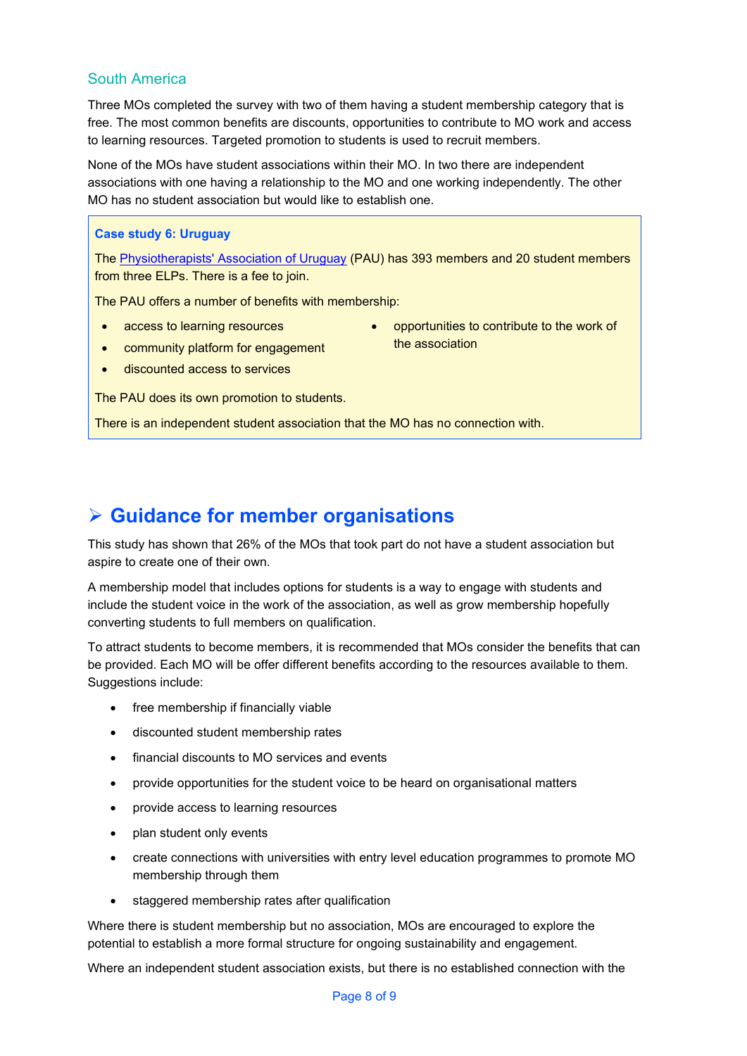## South America

Three MOs completed the survey with two of them having a student membership category that is free. The most common benefits are discounts, opportunities to contribute to MO work and access to learning resources. Targeted promotion to students is used to recruit members.

None of the MOs have student associations within their MO. In two there are independent associations with one having a relationship to the MO and one working independently. The other MO has no student association but would like to establish one.

> **Case study 6: Uruguay**
>
> The [Physiotherapists' Association of Uruguay] (PAU) has 393 members and 20 student members from three ELPs. There is a fee to join.
>
> The PAU offers a number of benefits with membership:
>
> - access to learning resources
> - community platform for engagement
> - discounted access to services
> - opportunities to contribute to the work of the association
>
> The PAU does its own promotion to students.
>
> There is an independent student association that the MO has no connection with.

# ➢ Guidance for member organisations

This study has shown that 26% of the MOs that took part do not have a student association but aspire to create one of their own.

A membership model that includes options for students is a way to engage with students and include the student voice in the work of the association, as well as grow membership hopefully converting students to full members on qualification.

To attract students to become members, it is recommended that MOs consider the benefits that can be provided. Each MO will be offer different benefits according to the resources available to them. Suggestions include:

- free membership if financially viable
- discounted student membership rates
- financial discounts to MO services and events
- provide opportunities for the student voice to be heard on organisational matters
- provide access to learning resources
- plan student only events
- create connections with universities with entry level education programmes to promote MO membership through them
- staggered membership rates after qualification

Where there is student membership but no association, MOs are encouraged to explore the potential to establish a more formal structure for ongoing sustainability and engagement.

Where an independent student association exists, but there is no established connection with the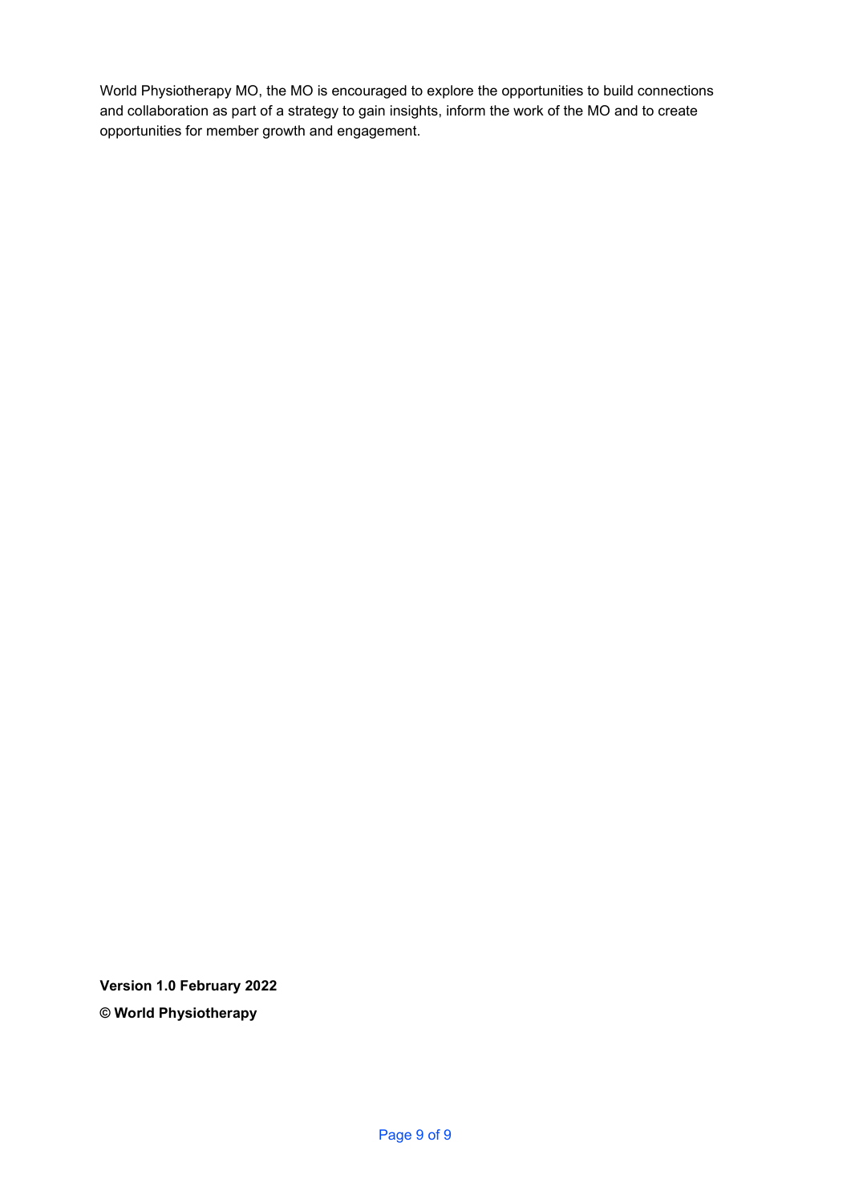World Physiotherapy MO, the MO is encouraged to explore the opportunities to build connections and collaboration as part of a strategy to gain insights, inform the work of the MO and to create opportunities for member growth and engagement.

**Version 1.0 February 2022**

**© World Physiotherapy**